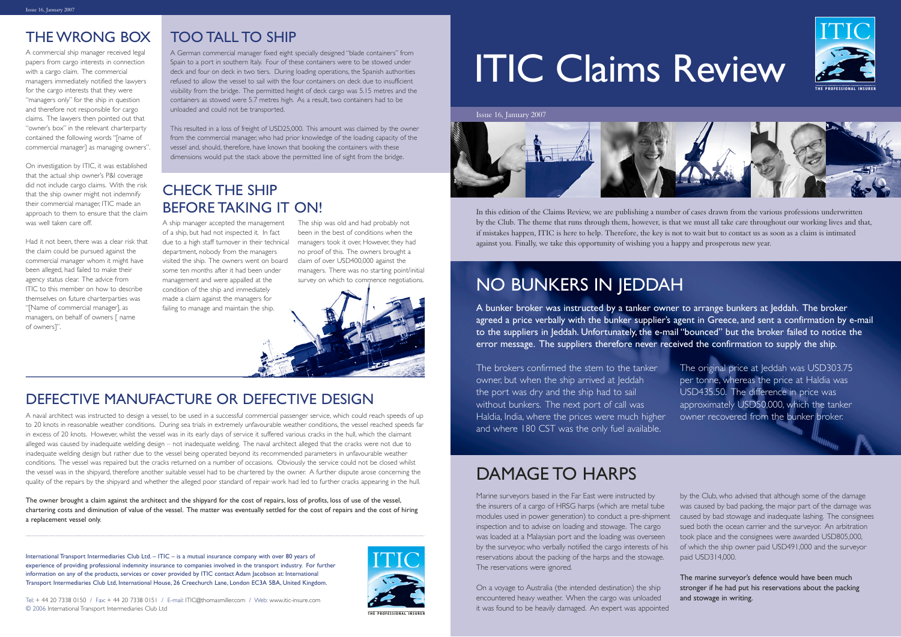# ITIC Claims Review

Issue 16, January 2007

In this edition of the Claims Review, we are publishing a number of cases drawn from the various professions underwritten by the Club. The theme that runs through them, however, is that we must all take care throughout our working lives and that, if mistakes happen, ITIC is here to help. Therefore, the key is not to wait but to contact us as soon as a claim is intimated against you. Finally, we take this opportunity of wishing you a happy and prosperous new year.

## NO BUNKERS IN JEDDAH

**A bunker broker was instructed by a tanker owner to arrange bunkers at Jeddah. The broker agreed a price verbally with the bunker supplier's agent in Greece, and sent a confirmation by e-mail to the suppliers in Jeddah. Unfortunately, the e-mail "bounced" but the broker failed to notice the error message. The suppliers therefore never received the confirmation to supply the ship.**

The brokers confirmed the stem to the tanker owner, but when the ship arrived at Jeddah the port was dry and the ship had to sail without bunkers. The next port of call was Haldia, India, where the prices were much higher and where 180 CST was the only fuel available.

The original price at Jeddah was USD303.75 per tonne, whereas the price at Haldia was USD435.50. The difference in price was approximately USD50,000, which the tanker owner recovered from the bunker broker.

## DAMAGE TO HARPS

Marine surveyors based in the Far East were instructed by the insurers of a cargo of HRSG harps (which are metal tube modules used in power generation) to conduct a pre-shipment inspection and to advise on loading and stowage. The cargo was loaded at a Malaysian port and the loading was overseen by the surveyor, who verbally notified the cargo interests of his reservations about the packing of the harps and the stowage. The reservations were ignored.

On a voyage to Australia (the intended destination) the ship encountered heavy weather. When the cargo was unloaded it was found to be heavily damaged. An expert was appointed by the Club, who advised that although some of the damage was caused by bad packing, the major part of the damage was caused by bad stowage and inadequate lashing. The consignees sued both the ocean carrier and the surveyor. An arbitration took place and the consignees were awarded USD805,000, of which the ship owner paid USD491,000 and the surveyor paid USD314,000.

**The marine surveyor's defence would have been much stronger if he had put his reservations about the packing and stowage in writing.**

## THE WRONG BOX

A commercial ship manager received legal papers from cargo interests in connection with a cargo claim. The commercial managers immediately notified the lawyers for the cargo interests that they were "managers only" for the ship in question and therefore not responsible for cargo claims. The lawyers then pointed out that "owner's box" in the relevant charterparty contained the following words "[name of commercial manager] as managing owners".

On investigation by ITIC, it was established that the actual ship owner's P&I coverage did not include cargo claims. With the risk that the ship owner might not indemnify their commercial manager, ITIC made an approach to them to ensure that the claim was well taken care off.

Had it not been, there was a clear risk that the claim could be pursued against the commercial manager whom it might have been alleged, had failed to make their agency status clear. The advice from ITIC to this member on how to describe themselves on future charterparties was "[Name of commercial manager], as managers, on behalf of owners [ name of owners]".

## TOO TALL TO SHIP

A German commercial manager fixed eight specially designed "blade containers" from Spain to a port in southern Italy. Four of these containers were to be stowed under deck and four on deck in two tiers. During loading operations, the Spanish authorities refused to allow the vessel to sail with the four containers on deck due to insufficient visibility from the bridge. The permitted height of deck cargo was 5.15 metres and the containers as stowed were 5.7 metres high. As a result, two containers had to be unloaded and could not be transported.

This resulted in a loss of freight of USD25,000. This amount was claimed by the owner from the commercial manager, who had prior knowledge of the loading capacity of the vessel and, should, therefore, have known that booking the containers with these dimensions would put the stack above the permitted line of sight from the bridge.

## CHECK THE SHIP BEFORE TAKING IT ON!

A ship manager accepted the management of a ship, but had not inspected it. In fact due to a high staff turnover in their technical department, nobody from the managers visited the ship. The owners went on board some ten months after it had been under management and were appalled at the condition of the ship and immediately made a claim against the managers for failing to manage and maintain the ship.

The ship was old and had probably not been in the best of conditions when the managers took it over. However, they had no proof of this. The owners brought a claim of over USD400,000 against the managers. There was no starting point/initial survey on which to commence negotiations.

## DEFECTIVE MANUFACTURE OR DEFECTIVE DESIGN

A naval architect was instructed to design a vessel, to be used in a successful commercial passenger service, which could reach speeds of up to 20 knots in reasonable weather conditions. During sea trials in extremely unfavourable weather conditions, the vessel reached speeds far in excess of 20 knots. However, whilst the vessel was in its early days of service it suffered various cracks in the hull, which the claimant alleged was caused by inadequate welding design – not inadequate welding. The naval architect alleged that the cracks were not due to inadequate welding design but rather due to the vessel being operated beyond its recommended parameters in unfavourable weather conditions. The vessel was repaired but the cracks returned on a number of occasions. Obviously the service could not be closed whilst the vessel was in the shipyard, therefore another suitable vessel had to be chartered by the owner. A further dispute arose concerning the quality of the repairs by the shipyard and whether the alleged poor standard of repair work had led to further cracks appearing in the hull.

**The owner brought a claim against the architect and the shipyard for the cost of repairs, loss of profits, loss of use of the vessel, chartering costs and diminution of value of the vessel. The matter was eventually settled for the cost of repairs and the cost of hiring a replacement vessel only.**

International Transport Intermediaries Club Ltd. – ITIC – is a mutual insurance company with over 80 years of experience of providing professional indemnity insurance to companies involved in the transport industry. For further information on any of the products, services or cover provided by ITIC contact Adam Jacobson at: International Transport Intermediaries Club Ltd, International House, 26 Creechurch Lane, London EC3A 5BA, United Kingdom.

Tel: + 44 20 7338 0150 / Fax: + 44 20 7338 0151 / E-mail: ITIC@thomasmiller.com / Web: www.itic-insure.com
© 2006 International Transport Intermediaries Club Ltd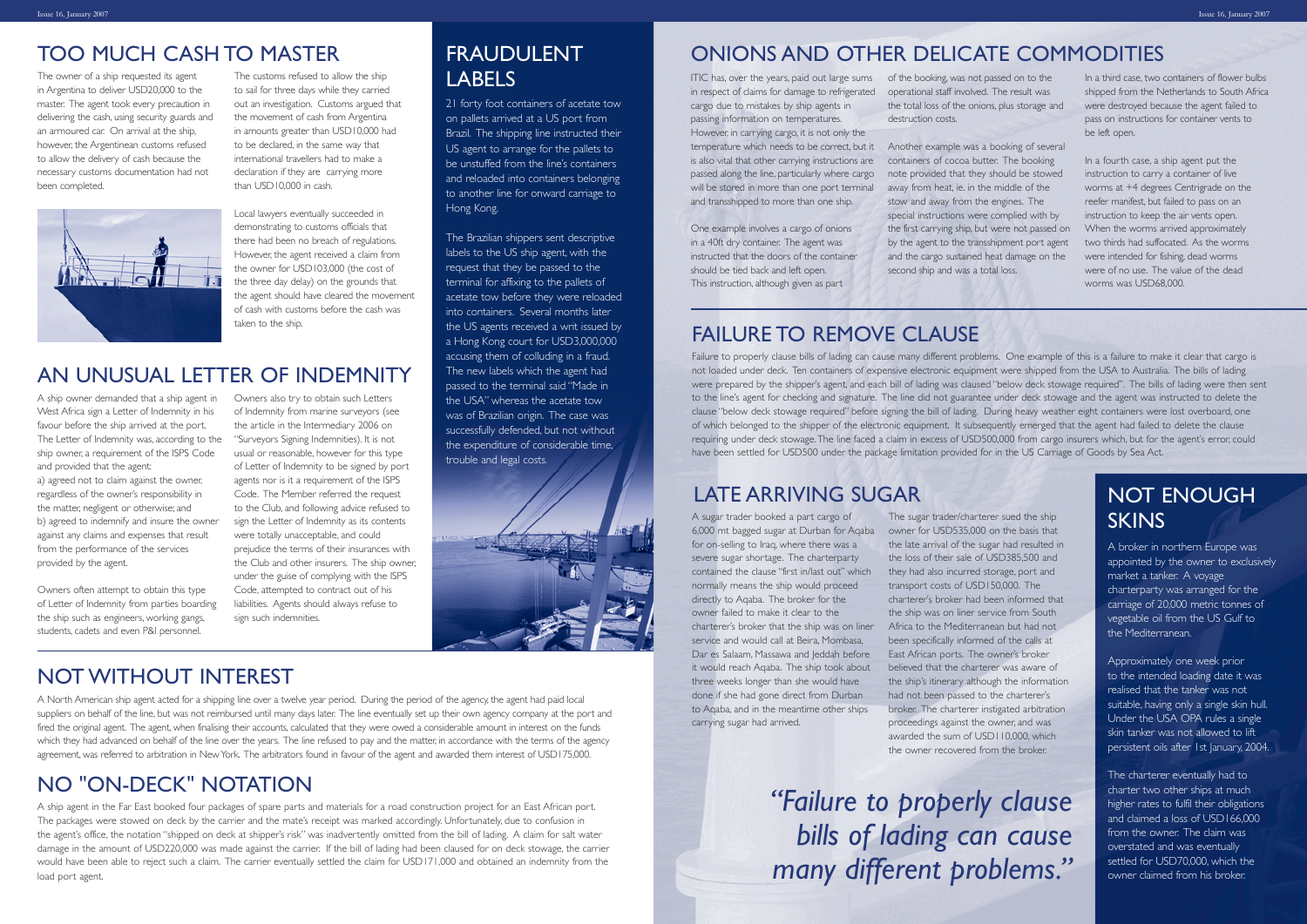## TOO MUCH CASH TO MASTER

The owner of a ship requested its agent in Argentina to deliver USD20,000 to the master. The agent took every precaution in delivering the cash, using security guards and an armoured car. On arrival at the ship, however, the Argentinean customs refused to allow the delivery of cash because the necessary customs documentation had not been completed.

The customs refused to allow the ship to sail for three days while they carried out an investigation. Customs argued that the movement of cash from Argentina in amounts greater than USD10,000 had to be declared, in the same way that international travellers had to make a declaration if they are carrying more than USD10,000 in cash.

Local lawyers eventually succeeded in demonstrating to customs officials that there had been no breach of regulations. However, the agent received a claim from the owner for USD103,000 (the cost of the three day delay) on the grounds that the agent should have cleared the movement of cash with customs before the cash was taken to the ship.

## AN UNUSUAL LETTER OF INDEMNITY

A ship owner demanded that a ship agent in West Africa sign a Letter of Indemnity in his favour before the ship arrived at the port. The Letter of Indemnity was, according to the ship owner, a requirement of the ISPS Code and provided that the agent:

a) agreed not to claim against the owner, regardless of the owner's responsibility in the matter, negligent or otherwise; and
b) agreed to indemnify and insure the owner against any claims and expenses that result from the performance of the services provided by the agent.

Owners often attempt to obtain this type of Letter of Indemnity from parties boarding the ship such as engineers, working gangs, students, cadets and even P&I personnel.

Owners also try to obtain such Letters of Indemnity from marine surveyors (see the article in the Intermediary 2006 on "Surveyors Signing Indemnities). It is not usual or reasonable, however for this type of Letter of Indemnity to be signed by port agents nor is it a requirement of the ISPS Code. The Member referred the request to the Club, and following advice refused to sign the Letter of Indemnity as its contents were totally unacceptable, and could prejudice the terms of their insurances with the Club and other insurers. The ship owner, under the guise of complying with the ISPS Code, attempted to contract out of his liabilities. Agents should always refuse to sign such indemnities.

## FRAUDULENT LABELS

21 forty foot containers of acetate tow on pallets arrived at a US port from Brazil. The shipping line instructed their US agent to arrange for the pallets to be unstuffed from the line's containers and reloaded into containers belonging to another line for onward carriage to Hong Kong.

The Brazilian shippers sent descriptive labels to the US ship agent, with the request that they be passed to the terminal for affixing to the pallets of acetate tow before they were reloaded into containers. Several months later the US agents received a writ issued by a Hong Kong court for USD3,000,000 accusing them of colluding in a fraud. The new labels which the agent had passed to the terminal said "Made in the USA" whereas the acetate tow was of Brazilian origin. The case was successfully defended, but not without the expenditure of considerable time, trouble and legal costs.

## NOT WITHOUT INTEREST

A North American ship agent acted for a shipping line over a twelve year period. During the period of the agency, the agent had paid local suppliers on behalf of the line, but was not reimbursed until many days later. The line eventually set up their own agency company at the port and fired the original agent. The agent, when finalising their accounts, calculated that they were owed a considerable amount in interest on the funds which they had advanced on behalf of the line over the years. The line refused to pay and the matter, in accordance with the terms of the agency agreement, was referred to arbitration in New York. The arbitrators found in favour of the agent and awarded them interest of USD175,000.

## NO "ON-DECK" NOTATION

A ship agent in the Far East booked four packages of spare parts and materials for a road construction project for an East African port. The packages were stowed on deck by the carrier and the mate's receipt was marked accordingly. Unfortunately, due to confusion in the agent's office, the notation "shipped on deck at shipper's risk" was inadvertently omitted from the bill of lading. A claim for salt water damage in the amount of USD220,000 was made against the carrier. If the bill of lading had been claused for on deck stowage, the carrier would have been able to reject such a claim. The carrier eventually settled the claim for USD171,000 and obtained an indemnity from the load port agent.

## ONIONS AND OTHER DELICATE COMMODITIES

ITIC has, over the years, paid out large sums in respect of claims for damage to refrigerated cargo due to mistakes by ship agents in passing information on temperatures. However, in carrying cargo, it is not only the temperature which needs to be correct, but it is also vital that other carrying instructions are passed along the line, particularly where cargo will be stored in more than one port terminal and transshipped to more than one ship.

One example involves a cargo of onions in a 40ft dry container. The agent was instructed that the doors of the container should be tied back and left open. This instruction, although given as part of the booking, was not passed on to the operational staff involved. The result was the total loss of the onions, plus storage and destruction costs.

Another example was a booking of several containers of cocoa butter. The booking note provided that they should be stowed away from heat, ie. in the middle of the stow and away from the engines. The special instructions were complied with by the first carrying ship, but were not passed on by the agent to the transshipment port agent and the cargo sustained heat damage on the second ship and was a total loss.

In a third case, two containers of flower bulbs shipped from the Netherlands to South Africa were destroyed because the agent failed to pass on instructions for container vents to be left open.

In a fourth case, a ship agent put the instruction to carry a container of live worms at +4 degrees Centrigrade on the reefer manifest, but failed to pass on an instruction to keep the air vents open. When the worms arrived approximately two thirds had suffocated. As the worms were intended for fishing, dead worms were of no use. The value of the dead worms was USD68,000.

## FAILURE TO REMOVE CLAUSE

Failure to properly clause bills of lading can cause many different problems. One example of this is a failure to make it clear that cargo is not loaded under deck. Ten containers of expensive electronic equipment were shipped from the USA to Australia. The bills of lading were prepared by the shipper's agent, and each bill of lading was claused "below deck stowage required". The bills of lading were then sent to the line's agent for checking and signature. The line did not guarantee under deck stowage and the agent was instructed to delete the clause "below deck stowage required" before signing the bill of lading. During heavy weather eight containers were lost overboard, one of which belonged to the shipper of the electronic equipment. It subsequently emerged that the agent had failed to delete the clause requiring under deck stowage. The line faced a claim in excess of USD500,000 from cargo insurers which, but for the agent's error, could have been settled for USD500 under the package limitation provided for in the US Carriage of Goods by Sea Act.

## LATE ARRIVING SUGAR

A sugar trader booked a part cargo of 6,000 mt bagged sugar at Durban for Aqaba for on-selling to Iraq, where there was a severe sugar shortage. The charterparty contained the clause "first in/last out" which normally means the ship would proceed directly to Aqaba. The broker for the owner failed to make it clear to the charterer's broker that the ship was on liner service and would call at Beira, Mombasa, Dar es Salaam, Massawa and Jeddah before it would reach Aqaba. The ship took about three weeks longer than she would have done if she had gone direct from Durban to Aqaba, and in the meantime other ships carrying sugar had arrived.

The sugar trader/charterer sued the ship owner for USD535,000 on the basis that the late arrival of the sugar had resulted in the loss of their sale of USD385,500 and they had also incurred storage, port and transport costs of USD150,000. The charterer's broker had been informed that the ship was on liner service from South Africa to the Mediterranean but had not been specifically informed of the calls at East African ports. The owner's broker believed that the charterer was aware of the ship's itinerary although the information had not been passed to the charterer's broker. The charterer instigated arbitration proceedings against the owner, and was awarded the sum of USD110,000, which the owner recovered from the broker.

*"Failure to properly clause bills of lading can cause many different problems."*

## NOT ENOUGH SKINS

A broker in northern Europe was appointed by the owner to exclusively market a tanker. A voyage charterparty was arranged for the carriage of 20,000 metric tonnes of vegetable oil from the US Gulf to the Mediterranean.

Approximately one week prior to the intended loading date it was realised that the tanker was not suitable, having only a single skin hull. Under the USA OPA rules a single skin tanker was not allowed to lift persistent oils after 1st January, 2004.

The charterer eventually had to charter two other ships at much higher rates to fulfil their obligations and claimed a loss of USD166,000 from the owner. The claim was overstated and was eventually settled for USD70,000, which the owner claimed from his broker.